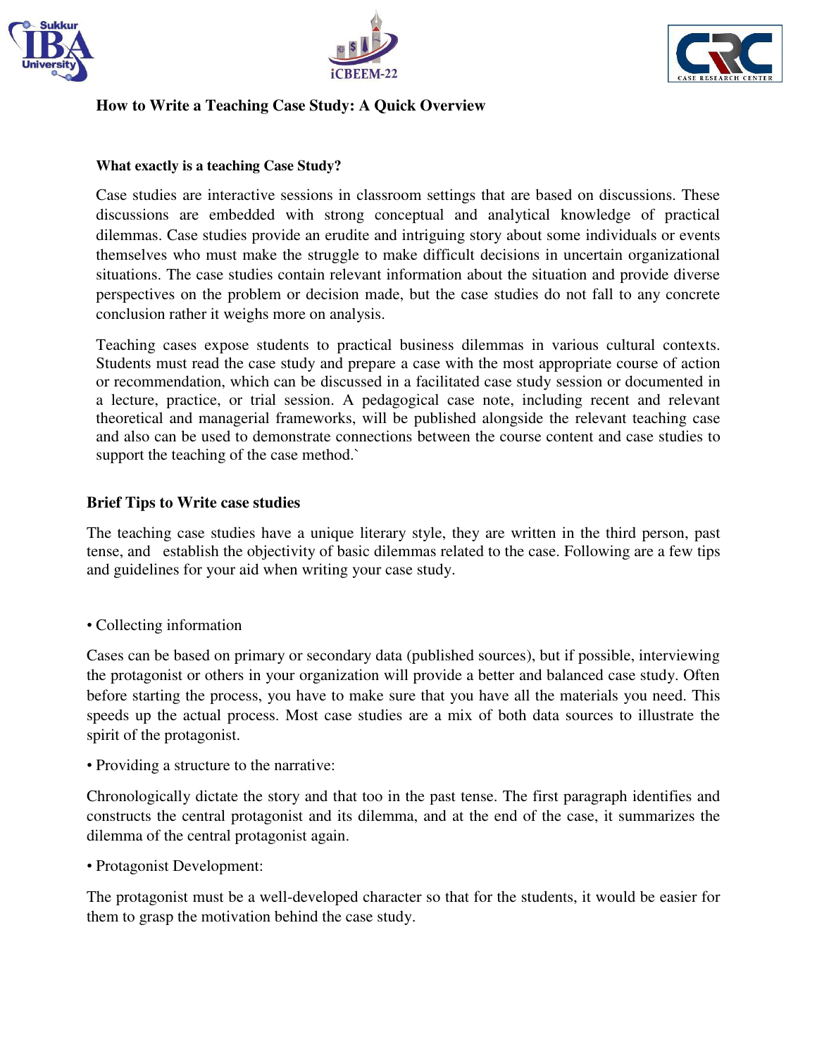## How to Write a Teaching Case Study: A Quick Overview

### What exactly is a teaching Case Study?

Case studies are interactive sessions in classroom settings that are based on discussions. These discussions are embedded with strong conceptual and analytical knowledge of practical dilemmas. Case studies provide an erudite and intriguing story about some individuals or events themselves who must make the struggle to make difficult decisions in uncertain organizational situations. The case studies contain relevant information about the situation and provide diverse perspectives on the problem or decision made, but the case studies do not fall to any concrete conclusion rather it weighs more on analysis.

Teaching cases expose students to practical business dilemmas in various cultural contexts. Students must read the case study and prepare a case with the most appropriate course of action or recommendation, which can be discussed in a facilitated case study session or documented in a lecture, practice, or trial session. A pedagogical case note, including recent and relevant theoretical and managerial frameworks, will be published alongside the relevant teaching case and also can be used to demonstrate connections between the course content and case studies to support the teaching of the case method.`

### Brief Tips to Write case studies

The teaching case studies have a unique literary style, they are written in the third person, past tense, and establish the objectivity of basic dilemmas related to the case. Following are a few tips and guidelines for your aid when writing your case study.

• Collecting information

Cases can be based on primary or secondary data (published sources), but if possible, interviewing the protagonist or others in your organization will provide a better and balanced case study. Often before starting the process, you have to make sure that you have all the materials you need. This speeds up the actual process. Most case studies are a mix of both data sources to illustrate the spirit of the protagonist.

• Providing a structure to the narrative:

Chronologically dictate the story and that too in the past tense. The first paragraph identifies and constructs the central protagonist and its dilemma, and at the end of the case, it summarizes the dilemma of the central protagonist again.

• Protagonist Development:

The protagonist must be a well-developed character so that for the students, it would be easier for them to grasp the motivation behind the case study.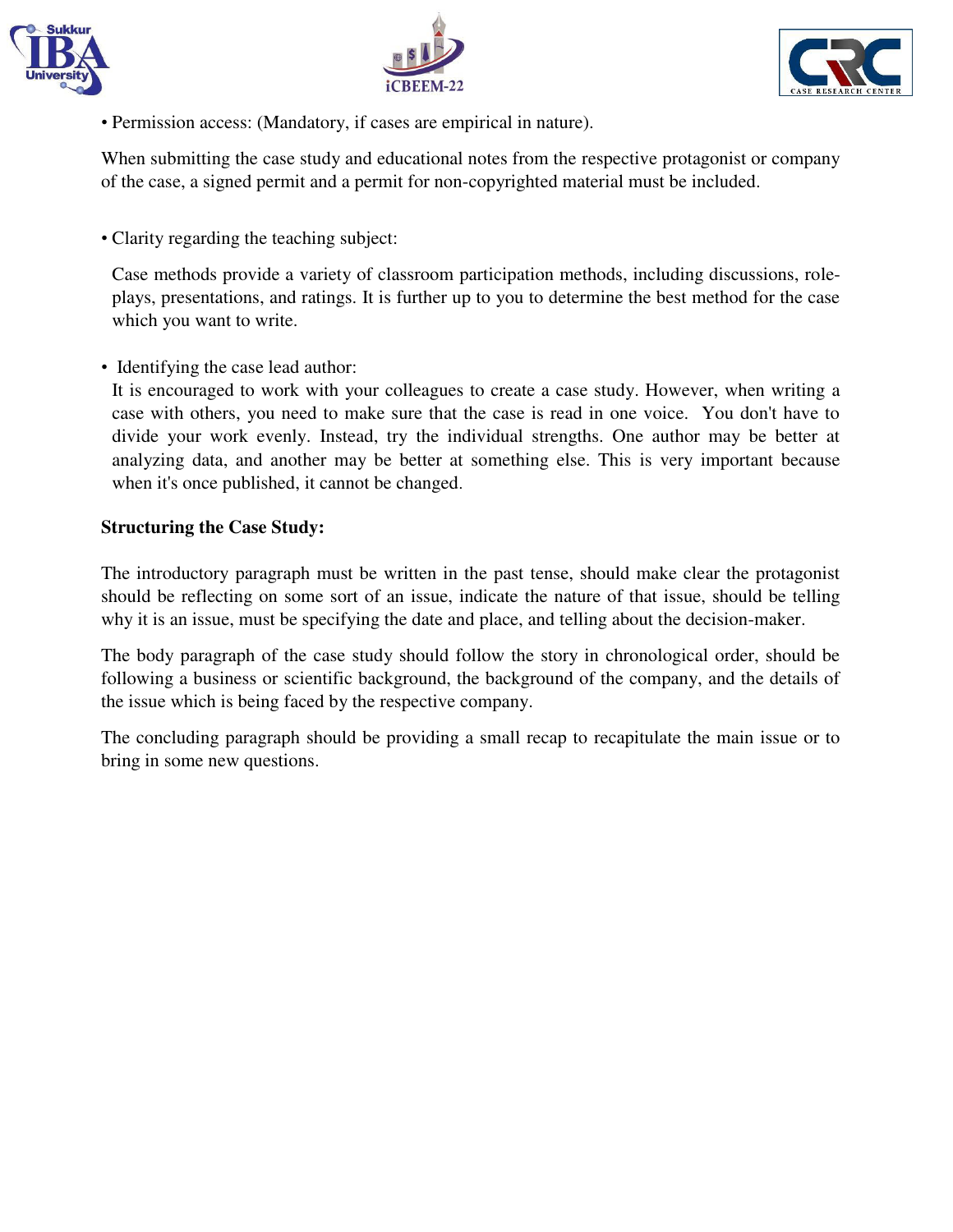- Permission access: (Mandatory, if cases are empirical in nature).

When submitting the case study and educational notes from the respective protagonist or company of the case, a signed permit and a permit for non-copyrighted material must be included.

- Clarity regarding the teaching subject:

  Case methods provide a variety of classroom participation methods, including discussions, role-plays, presentations, and ratings. It is further up to you to determine the best method for the case which you want to write.

- Identifying the case lead author:
  It is encouraged to work with your colleagues to create a case study. However, when writing a case with others, you need to make sure that the case is read in one voice. You don't have to divide your work evenly. Instead, try the individual strengths. One author may be better at analyzing data, and another may be better at something else. This is very important because when it's once published, it cannot be changed.

**Structuring the Case Study:**

The introductory paragraph must be written in the past tense, should make clear the protagonist should be reflecting on some sort of an issue, indicate the nature of that issue, should be telling why it is an issue, must be specifying the date and place, and telling about the decision-maker.

The body paragraph of the case study should follow the story in chronological order, should be following a business or scientific background, the background of the company, and the details of the issue which is being faced by the respective company.

The concluding paragraph should be providing a small recap to recapitulate the main issue or to bring in some new questions.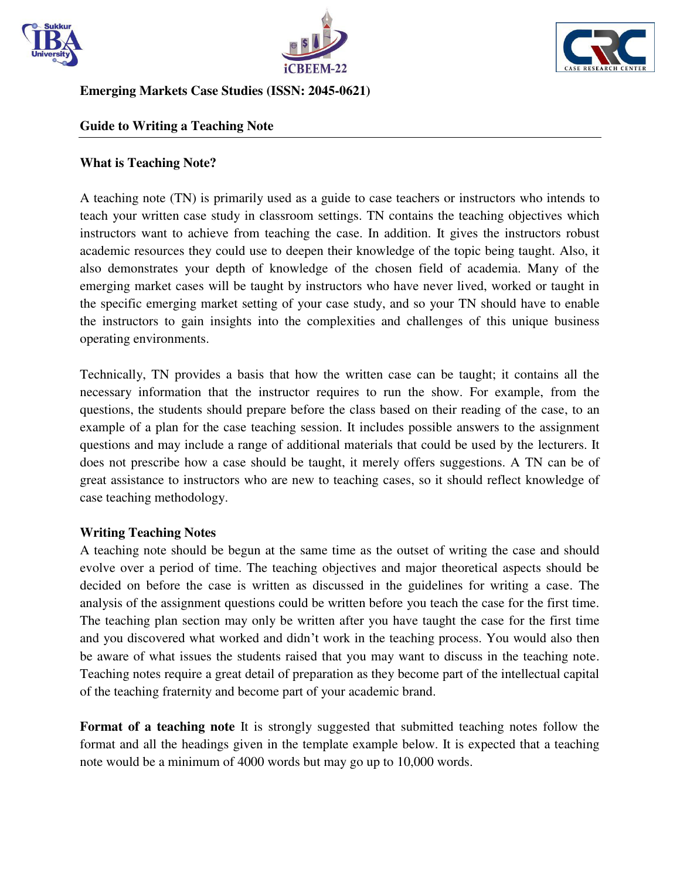**Emerging Markets Case Studies (ISSN: 2045-0621)**

**Guide to Writing a Teaching Note**

---

**What is Teaching Note?**

A teaching note (TN) is primarily used as a guide to case teachers or instructors who intends to teach your written case study in classroom settings. TN contains the teaching objectives which instructors want to achieve from teaching the case. In addition. It gives the instructors robust academic resources they could use to deepen their knowledge of the topic being taught. Also, it also demonstrates your depth of knowledge of the chosen field of academia. Many of the emerging market cases will be taught by instructors who have never lived, worked or taught in the specific emerging market setting of your case study, and so your TN should have to enable the instructors to gain insights into the complexities and challenges of this unique business operating environments.

Technically, TN provides a basis that how the written case can be taught; it contains all the necessary information that the instructor requires to run the show. For example, from the questions, the students should prepare before the class based on their reading of the case, to an example of a plan for the case teaching session. It includes possible answers to the assignment questions and may include a range of additional materials that could be used by the lecturers. It does not prescribe how a case should be taught, it merely offers suggestions. A TN can be of great assistance to instructors who are new to teaching cases, so it should reflect knowledge of case teaching methodology.

**Writing Teaching Notes**

A teaching note should be begun at the same time as the outset of writing the case and should evolve over a period of time. The teaching objectives and major theoretical aspects should be decided on before the case is written as discussed in the guidelines for writing a case. The analysis of the assignment questions could be written before you teach the case for the first time. The teaching plan section may only be written after you have taught the case for the first time and you discovered what worked and didn't work in the teaching process. You would also then be aware of what issues the students raised that you may want to discuss in the teaching note. Teaching notes require a great detail of preparation as they become part of the intellectual capital of the teaching fraternity and become part of your academic brand.

**Format of a teaching note** It is strongly suggested that submitted teaching notes follow the format and all the headings given in the template example below. It is expected that a teaching note would be a minimum of 4000 words but may go up to 10,000 words.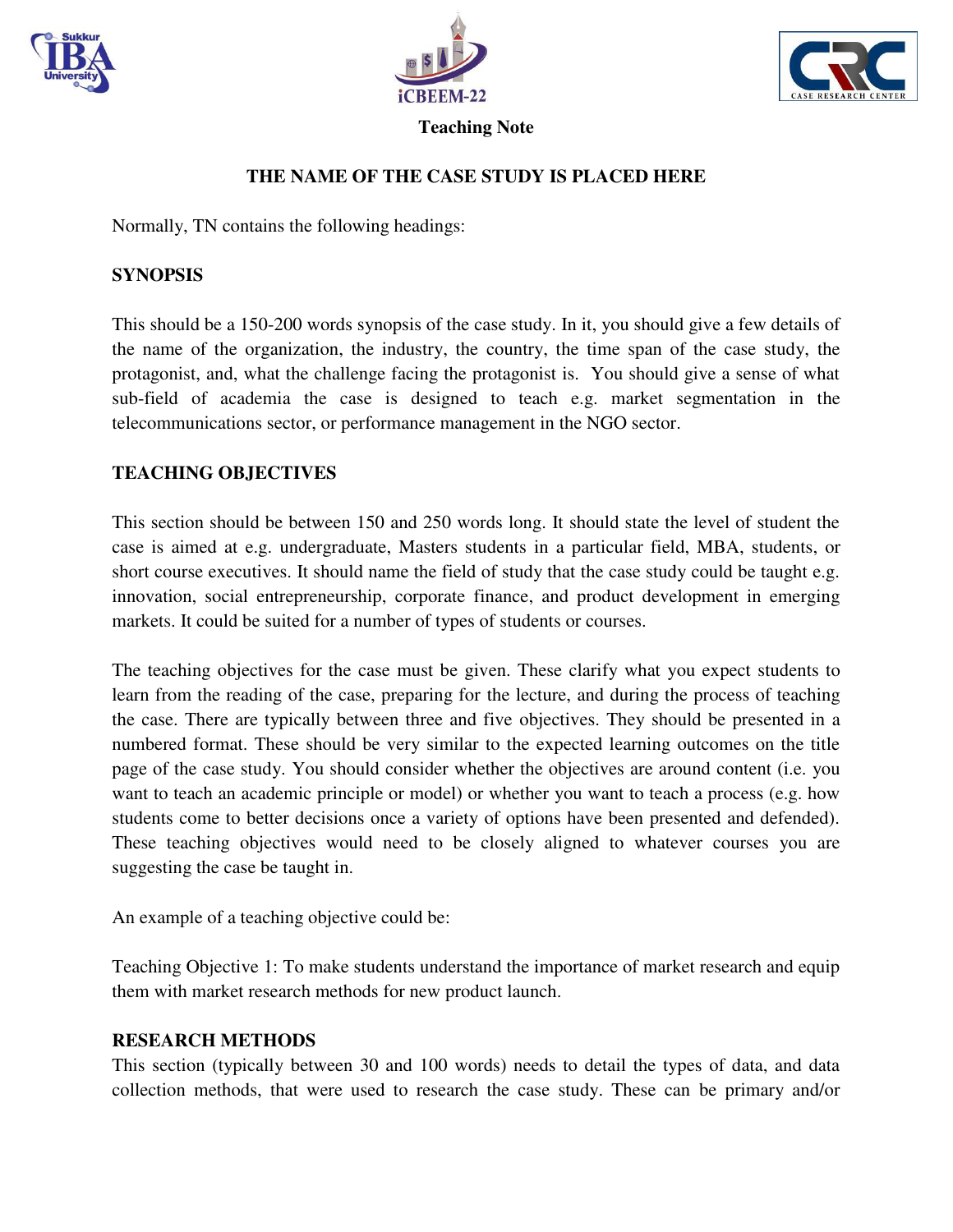**Teaching Note**

**THE NAME OF THE CASE STUDY IS PLACED HERE**

Normally, TN contains the following headings:

## SYNOPSIS

This should be a 150-200 words synopsis of the case study. In it, you should give a few details of the name of the organization, the industry, the country, the time span of the case study, the protagonist, and, what the challenge facing the protagonist is. You should give a sense of what sub-field of academia the case is designed to teach e.g. market segmentation in the telecommunications sector, or performance management in the NGO sector.

## TEACHING OBJECTIVES

This section should be between 150 and 250 words long. It should state the level of student the case is aimed at e.g. undergraduate, Masters students in a particular field, MBA, students, or short course executives. It should name the field of study that the case study could be taught e.g. innovation, social entrepreneurship, corporate finance, and product development in emerging markets. It could be suited for a number of types of students or courses.

The teaching objectives for the case must be given. These clarify what you expect students to learn from the reading of the case, preparing for the lecture, and during the process of teaching the case. There are typically between three and five objectives. They should be presented in a numbered format. These should be very similar to the expected learning outcomes on the title page of the case study. You should consider whether the objectives are around content (i.e. you want to teach an academic principle or model) or whether you want to teach a process (e.g. how students come to better decisions once a variety of options have been presented and defended). These teaching objectives would need to be closely aligned to whatever courses you are suggesting the case be taught in.

An example of a teaching objective could be:

Teaching Objective 1: To make students understand the importance of market research and equip them with market research methods for new product launch.

## RESEARCH METHODS

This section (typically between 30 and 100 words) needs to detail the types of data, and data collection methods, that were used to research the case study. These can be primary and/or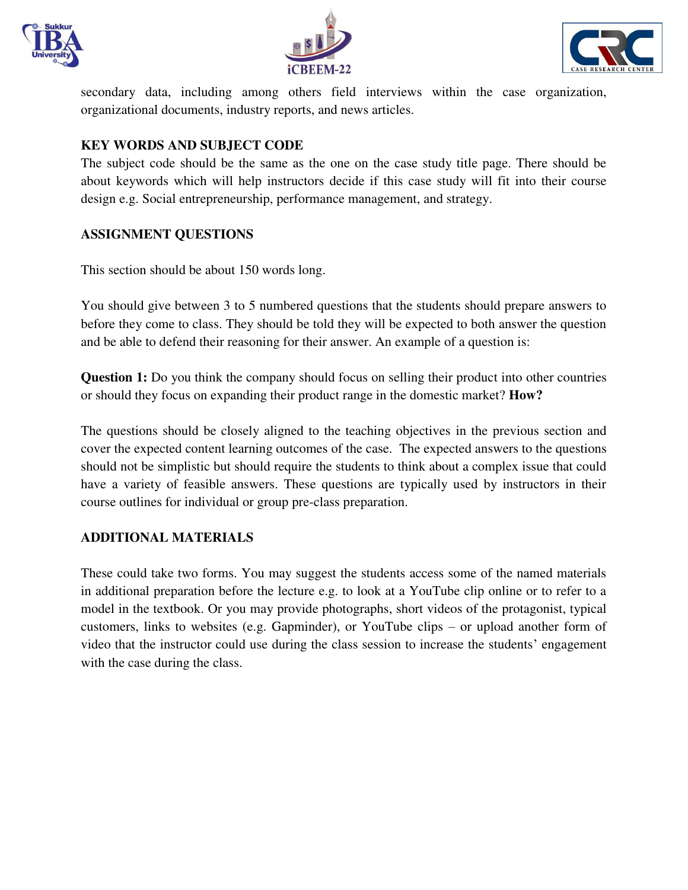secondary data, including among others field interviews within the case organization, organizational documents, industry reports, and news articles.

**KEY WORDS AND SUBJECT CODE**

The subject code should be the same as the one on the case study title page. There should be about keywords which will help instructors decide if this case study will fit into their course design e.g. Social entrepreneurship, performance management, and strategy.

**ASSIGNMENT QUESTIONS**

This section should be about 150 words long.

You should give between 3 to 5 numbered questions that the students should prepare answers to before they come to class. They should be told they will be expected to both answer the question and be able to defend their reasoning for their answer. An example of a question is:

**Question 1:** Do you think the company should focus on selling their product into other countries or should they focus on expanding their product range in the domestic market? **How?**

The questions should be closely aligned to the teaching objectives in the previous section and cover the expected content learning outcomes of the case. The expected answers to the questions should not be simplistic but should require the students to think about a complex issue that could have a variety of feasible answers. These questions are typically used by instructors in their course outlines for individual or group pre-class preparation.

**ADDITIONAL MATERIALS**

These could take two forms. You may suggest the students access some of the named materials in additional preparation before the lecture e.g. to look at a YouTube clip online or to refer to a model in the textbook. Or you may provide photographs, short videos of the protagonist, typical customers, links to websites (e.g. Gapminder), or YouTube clips – or upload another form of video that the instructor could use during the class session to increase the students' engagement with the case during the class.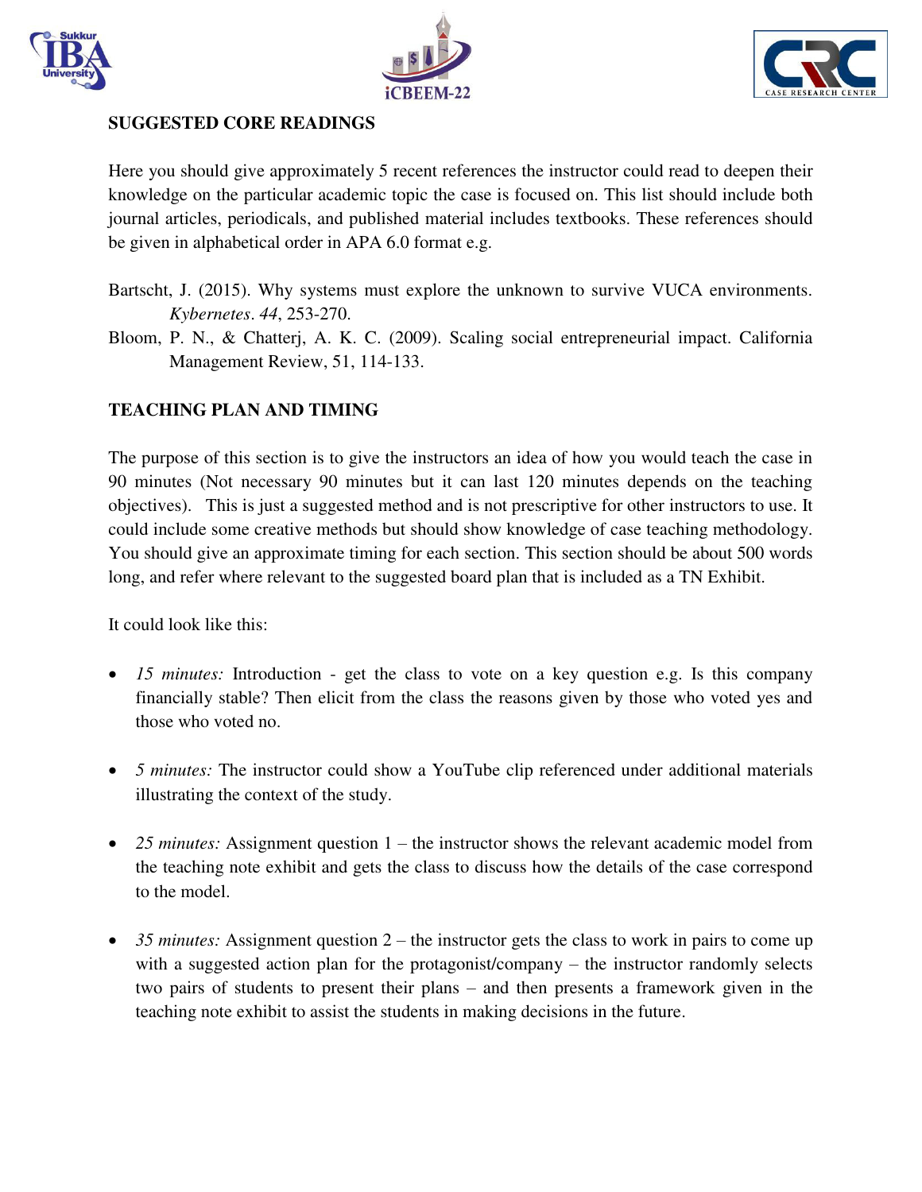## SUGGESTED CORE READINGS

Here you should give approximately 5 recent references the instructor could read to deepen their knowledge on the particular academic topic the case is focused on. This list should include both journal articles, periodicals, and published material includes textbooks. These references should be given in alphabetical order in APA 6.0 format e.g.

Bartscht, J. (2015). Why systems must explore the unknown to survive VUCA environments. *Kybernetes*. *44*, 253-270.

Bloom, P. N., & Chatterj, A. K. C. (2009). Scaling social entrepreneurial impact. California Management Review, 51, 114-133.

## TEACHING PLAN AND TIMING

The purpose of this section is to give the instructors an idea of how you would teach the case in 90 minutes (Not necessary 90 minutes but it can last 120 minutes depends on the teaching objectives). This is just a suggested method and is not prescriptive for other instructors to use. It could include some creative methods but should show knowledge of case teaching methodology. You should give an approximate timing for each section. This section should be about 500 words long, and refer where relevant to the suggested board plan that is included as a TN Exhibit.

It could look like this:

- *15 minutes:* Introduction - get the class to vote on a key question e.g. Is this company financially stable? Then elicit from the class the reasons given by those who voted yes and those who voted no.

- *5 minutes:* The instructor could show a YouTube clip referenced under additional materials illustrating the context of the study.

- *25 minutes:* Assignment question 1 – the instructor shows the relevant academic model from the teaching note exhibit and gets the class to discuss how the details of the case correspond to the model.

- *35 minutes:* Assignment question 2 – the instructor gets the class to work in pairs to come up with a suggested action plan for the protagonist/company – the instructor randomly selects two pairs of students to present their plans – and then presents a framework given in the teaching note exhibit to assist the students in making decisions in the future.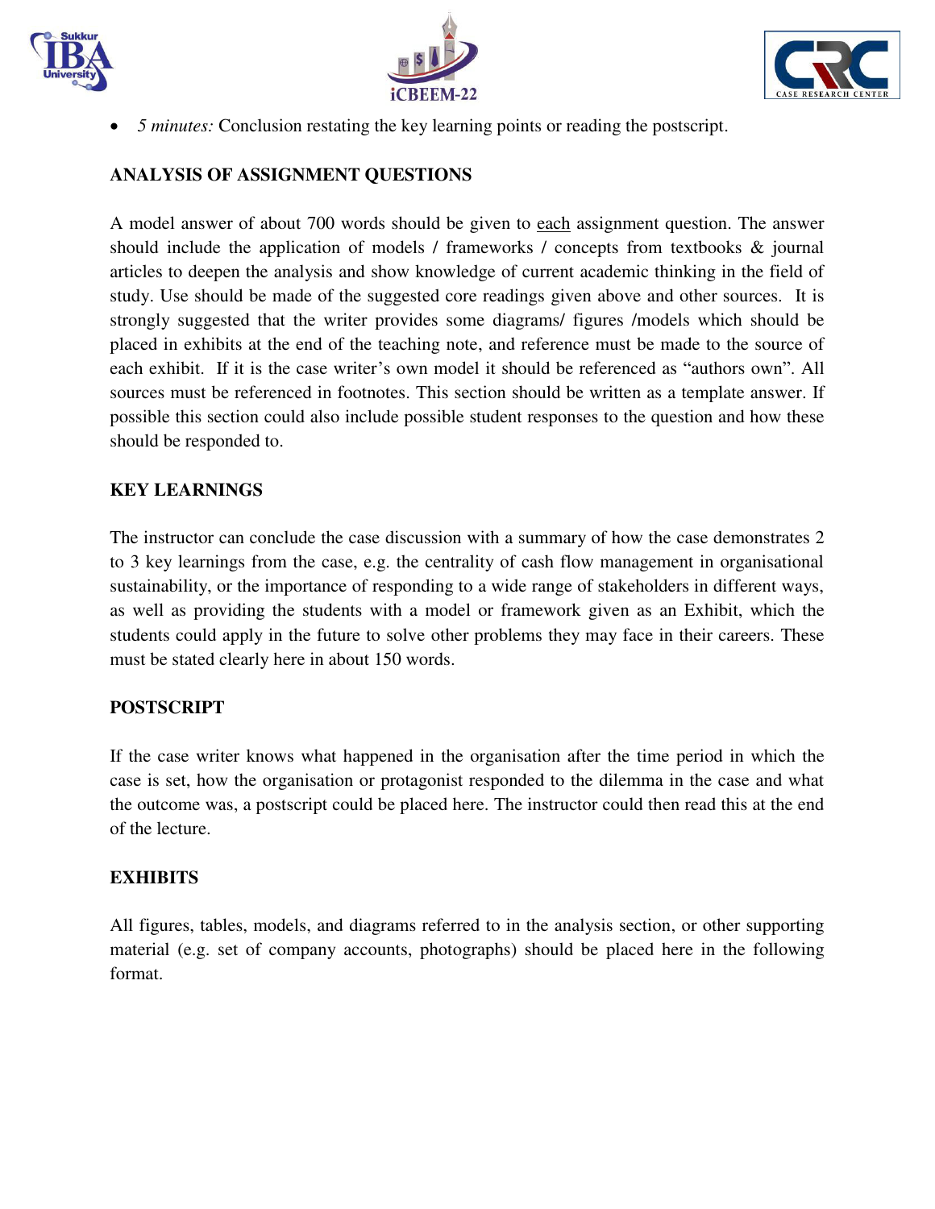- *5 minutes:* Conclusion restating the key learning points or reading the postscript.

## ANALYSIS OF ASSIGNMENT QUESTIONS

A model answer of about 700 words should be given to each assignment question. The answer should include the application of models / frameworks / concepts from textbooks & journal articles to deepen the analysis and show knowledge of current academic thinking in the field of study. Use should be made of the suggested core readings given above and other sources. It is strongly suggested that the writer provides some diagrams/ figures /models which should be placed in exhibits at the end of the teaching note, and reference must be made to the source of each exhibit. If it is the case writer's own model it should be referenced as "authors own". All sources must be referenced in footnotes. This section should be written as a template answer. If possible this section could also include possible student responses to the question and how these should be responded to.

## KEY LEARNINGS

The instructor can conclude the case discussion with a summary of how the case demonstrates 2 to 3 key learnings from the case, e.g. the centrality of cash flow management in organisational sustainability, or the importance of responding to a wide range of stakeholders in different ways, as well as providing the students with a model or framework given as an Exhibit, which the students could apply in the future to solve other problems they may face in their careers. These must be stated clearly here in about 150 words.

## POSTSCRIPT

If the case writer knows what happened in the organisation after the time period in which the case is set, how the organisation or protagonist responded to the dilemma in the case and what the outcome was, a postscript could be placed here. The instructor could then read this at the end of the lecture.

## EXHIBITS

All figures, tables, models, and diagrams referred to in the analysis section, or other supporting material (e.g. set of company accounts, photographs) should be placed here in the following format.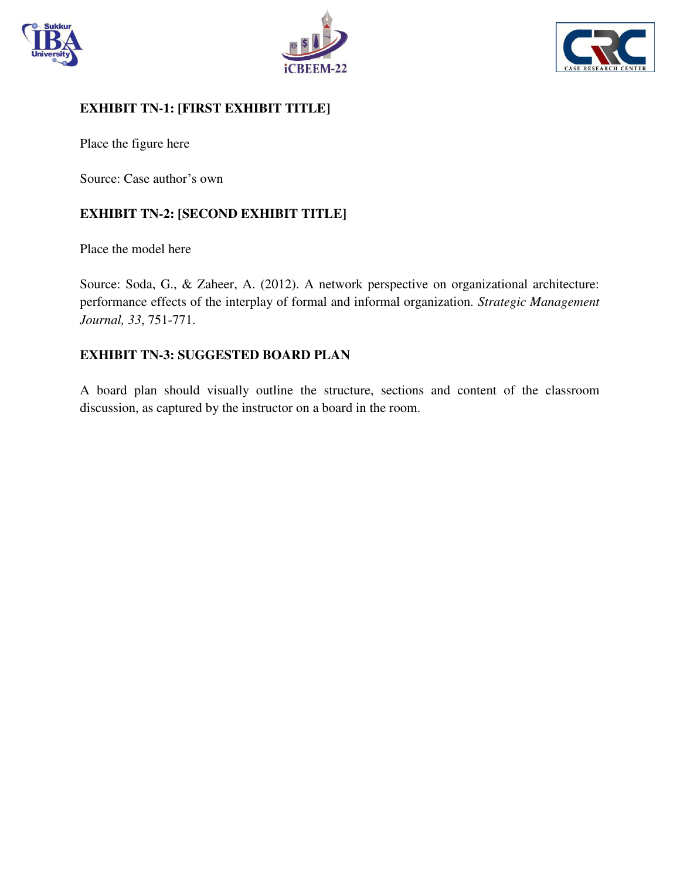**EXHIBIT TN-1: [FIRST EXHIBIT TITLE]**

Place the figure here

Source: Case author's own

**EXHIBIT TN-2: [SECOND EXHIBIT TITLE]**

Place the model here

Source: Soda, G., & Zaheer, A. (2012). A network perspective on organizational architecture: performance effects of the interplay of formal and informal organization. *Strategic Management Journal, 33*, 751-771.

**EXHIBIT TN-3: SUGGESTED BOARD PLAN**

A board plan should visually outline the structure, sections and content of the classroom discussion, as captured by the instructor on a board in the room.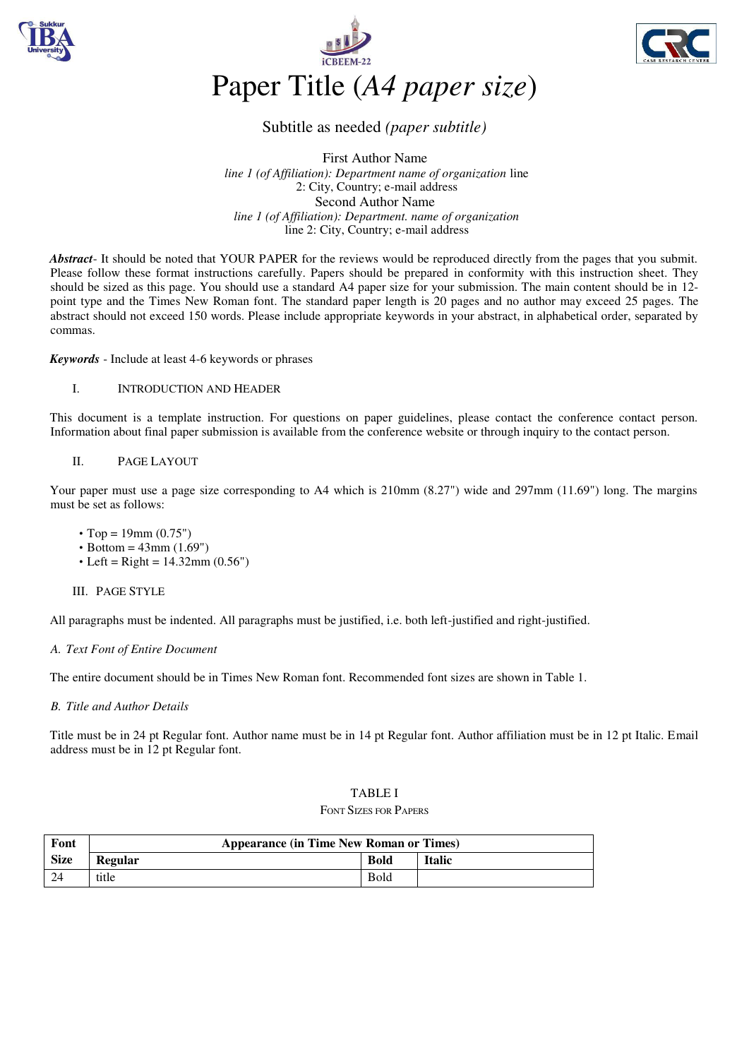# Paper Title (*A4 paper size*)

Subtitle as needed *(paper subtitle)*

First Author Name
*line 1 (of Affiliation): Department name of organization* line 2: City, Country; e-mail address
Second Author Name
*line 1 (of Affiliation): Department. name of organization*
line 2: City, Country; e-mail address

***Abstract***- It should be noted that YOUR PAPER for the reviews would be reproduced directly from the pages that you submit. Please follow these format instructions carefully. Papers should be prepared in conformity with this instruction sheet. They should be sized as this page. You should use a standard A4 paper size for your submission. The main content should be in 12-point type and the Times New Roman font. The standard paper length is 20 pages and no author may exceed 25 pages. The abstract should not exceed 150 words. Please include appropriate keywords in your abstract, in alphabetical order, separated by commas.

***Keywords*** - Include at least 4-6 keywords or phrases

## I. INTRODUCTION AND HEADER

This document is a template instruction. For questions on paper guidelines, please contact the conference contact person. Information about final paper submission is available from the conference website or through inquiry to the contact person.

## II. PAGE LAYOUT

Your paper must use a page size corresponding to A4 which is 210mm (8.27") wide and 297mm (11.69") long. The margins must be set as follows:

- Top = 19mm (0.75")
- Bottom = 43mm (1.69")
- Left = Right = 14.32mm (0.56")

## III. PAGE STYLE

All paragraphs must be indented. All paragraphs must be justified, i.e. both left-justified and right-justified.

### *A. Text Font of Entire Document*

The entire document should be in Times New Roman font. Recommended font sizes are shown in Table 1.

### *B. Title and Author Details*

Title must be in 24 pt Regular font. Author name must be in 14 pt Regular font. Author affiliation must be in 12 pt Italic. Email address must be in 12 pt Regular font.

TABLE I
FONT SIZES FOR PAPERS

| **Font Size** | **Appearance (in Time New Roman or Times)** | | |
|---|---|---|---|
| | **Regular** | **Bold** | **Italic** |
| 24 | title | Bold | |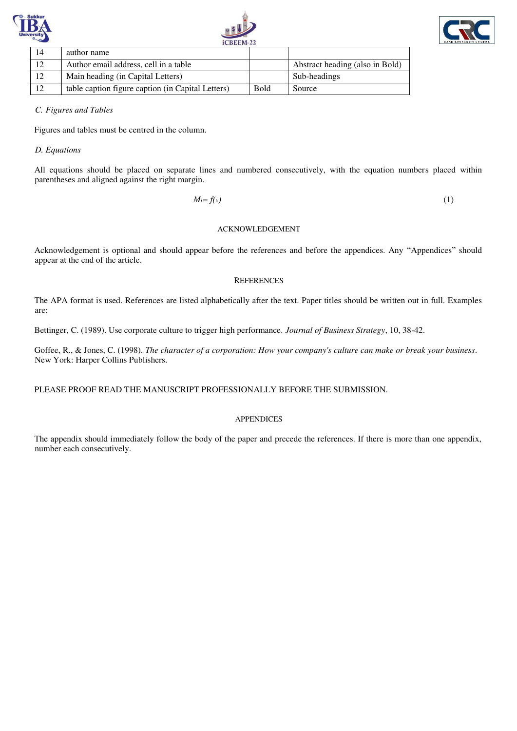| | | | |
|---|---|---|---|
| 14 | author name | | |
| 12 | Author email address, cell in a table | | Abstract heading (also in Bold) |
| 12 | Main heading (in Capital Letters) | | Sub-headings |
| 12 | table caption figure caption (in Capital Letters) | Bold | Source |

### *C. Figures and Tables*

Figures and tables must be centred in the column.

### *D. Equations*

All equations should be placed on separate lines and numbered consecutively, with the equation numbers placed within parentheses and aligned against the right margin.

$$M_i = f(x) \tag{1}$$

## ACKNOWLEDGEMENT

Acknowledgement is optional and should appear before the references and before the appendices. Any "Appendices" should appear at the end of the article.

## REFERENCES

The APA format is used. References are listed alphabetically after the text. Paper titles should be written out in full. Examples are:

Bettinger, C. (1989). Use corporate culture to trigger high performance. *Journal of Business Strategy*, 10, 38-42.

Goffee, R., & Jones, C. (1998). *The character of a corporation: How your company's culture can make or break your business*. New York: Harper Collins Publishers.

PLEASE PROOF READ THE MANUSCRIPT PROFESSIONALLY BEFORE THE SUBMISSION.

## APPENDICES

The appendix should immediately follow the body of the paper and precede the references. If there is more than one appendix, number each consecutively.